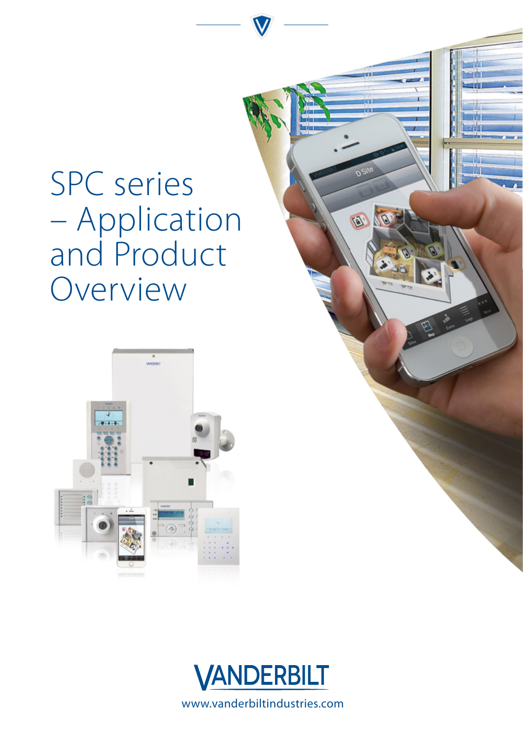# SPC series – Application and Product Overview

VANDERBILT

www.vanderbiltindustries.com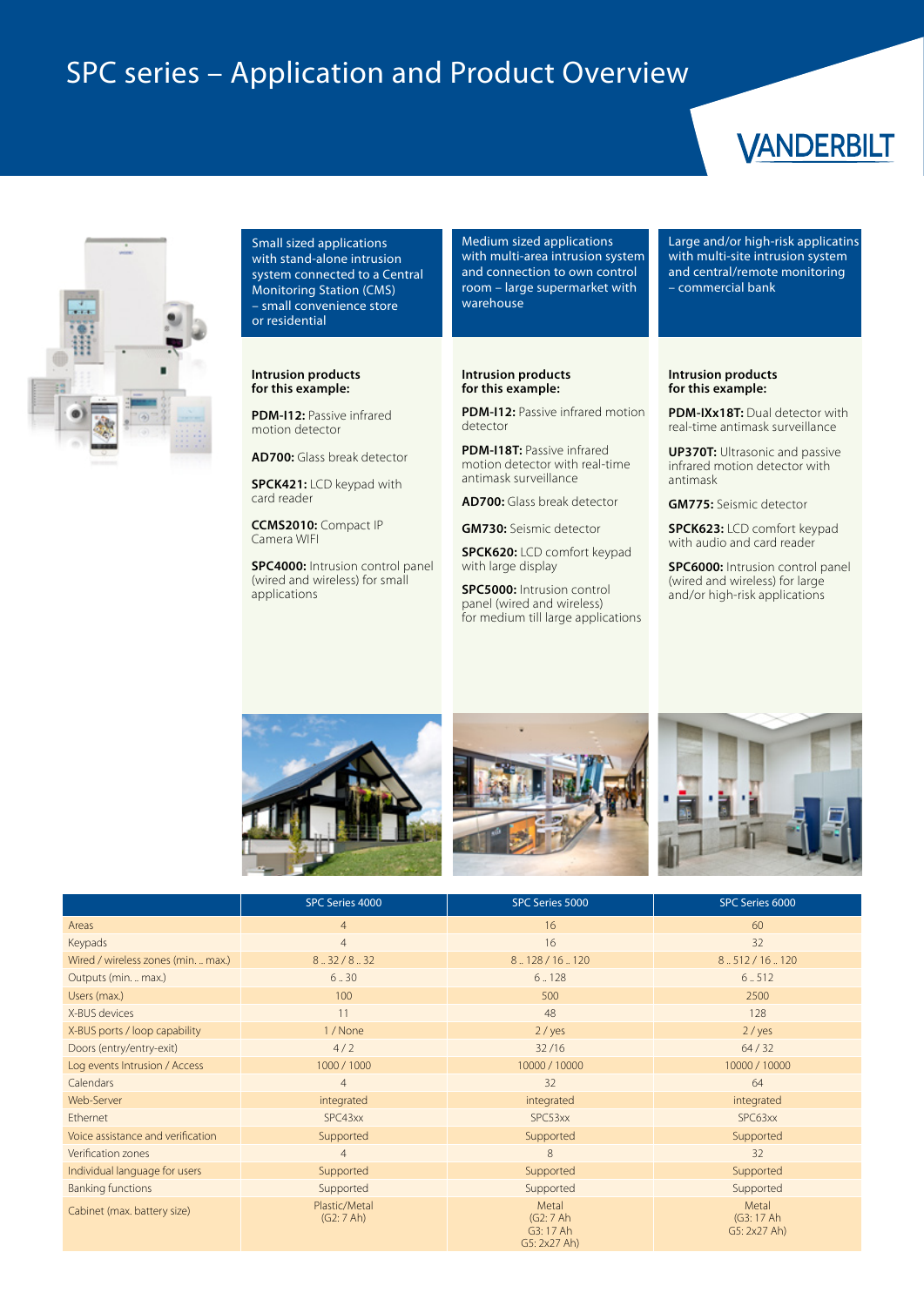# SPC series – Application and Product Overview

VANDERBILT

Small sized applications with stand-alone intrusion system connected to a Central Monitoring Station (CMS) – small convenience store or residential

**Intrusion products for this example:**

**PDM-I12:** Passive infrared motion detector

**AD700:** Glass break detector

**SPCK421:** LCD keypad with card reader

**CCMS2010:** Compact IP Camera WIFI

**SPC4000:** Intrusion control panel (wired and wireless) for small applications

Medium sized applications with multi-area intrusion system and connection to own control room – large supermarket with warehouse

**Intrusion products for this example:**

**PDM-I12:** Passive infrared motion detector

**PDM-I18T:** Passive infrared motion detector with real-time antimask surveillance

**AD700:** Glass break detector

**GM730:** Seismic detector

**SPCK620:** LCD comfort keypad with large display

**SPC5000:** Intrusion control panel (wired and wireless) for medium till large applications

Large and/or high-risk applicatins with multi-site intrusion system and central/remote monitoring – commercial bank

**Intrusion products for this example:**

**PDM-IXx18T:** Dual detector with real-time antimask surveillance

**UP370T:** Ultrasonic and passive infrared motion detector with antimask

**GM775:** Seismic detector

**SPCK623:** LCD comfort keypad with audio and card reader

**SPC6000:** Intrusion control panel (wired and wireless) for large and/or high-risk applications

| | SPC Series 4000 | SPC Series 5000 | SPC Series 6000 |
|---|---|---|---|
| Areas | 4 | 16 | 60 |
| Keypads | 4 | 16 | 32 |
| Wired / wireless zones (min. .. max.) | 8 .. 32 / 8 .. 32 | 8 .. 128 / 16 .. 120 | 8 .. 512 / 16 .. 120 |
| Outputs (min. .. max.) | 6 .. 30 | 6 .. 128 | 6 .. 512 |
| Users (max.) | 100 | 500 | 2500 |
| X-BUS devices | 11 | 48 | 128 |
| X-BUS ports / loop capability | 1 / None | 2 / yes | 2 / yes |
| Doors (entry/entry-exit) | 4 / 2 | 32 /16 | 64 / 32 |
| Log events Intrusion / Access | 1000 / 1000 | 10000 / 10000 | 10000 / 10000 |
| Calendars | 4 | 32 | 64 |
| Web-Server | integrated | integrated | integrated |
| Ethernet | SPC43xx | SPC53xx | SPC63xx |
| Voice assistance and verification | Supported | Supported | Supported |
| Verification zones | 4 | 8 | 32 |
| Individual language for users | Supported | Supported | Supported |
| Banking functions | Supported | Supported | Supported |
| Cabinet (max. battery size) | Plastic/Metal (G2: 7 Ah) | Metal (G2: 7 Ah G3: 17 Ah G5: 2x27 Ah) | Metal (G3: 17 Ah G5: 2x27 Ah) |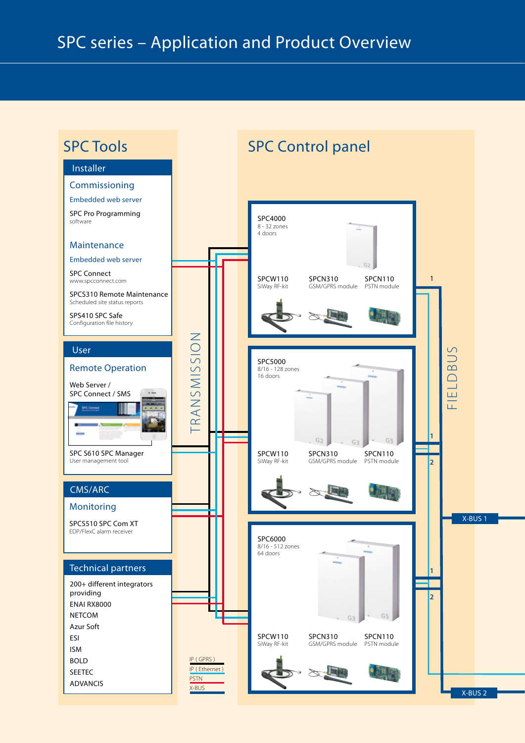# SPC series – Application and Product Overview

## SPC Tools

### Installer

**Commissioning**

Embedded web server

SPC Pro Programming
software

**Maintenance**

Embedded web server

SPC Connect
www.spcconnect.com

SPCS310 Remote Maintenance
Scheduled site status reports

SPS410 SPC Safe
Configuration file history

### User

**Remote Operation**

Web Server /
SPC Connect / SMS

SPC S610 SPC Manager
User management tool

### CMS/ARC

**Monitoring**

SPCS510 SPC Com XT
EDP/FlexC alarm receiver

### Technical partners

200+ different integrators providing

- ENAI RX8000
- NETCOM
- Azur Soft
- ESI
- ISM
- BOLD
- SEETEC
- ADVANCIS

TRANSMISSION

IP ( GPRS )
IP ( Ethernet )
PSTN
X-BUS

## SPC Control panel

**SPC4000**
8 - 32 zones
4 doors

- SPCW110 SiWay RF-kit
- SPCN310 GSM/GPRS module
- SPCN110 PSTN module

**SPC5000**
8/16 - 128 zones
16 doors

- SPCW110 SiWay RF-kit
- SPCN310 GSM/GPRS module
- SPCN110 PSTN module

**SPC6000**
8/16 - 512 zones
64 doors

- SPCW110 SiWay RF-kit
- SPCN310 GSM/GPRS module
- SPCN110 PSTN module

FIELDBUS

X-BUS 1

X-BUS 2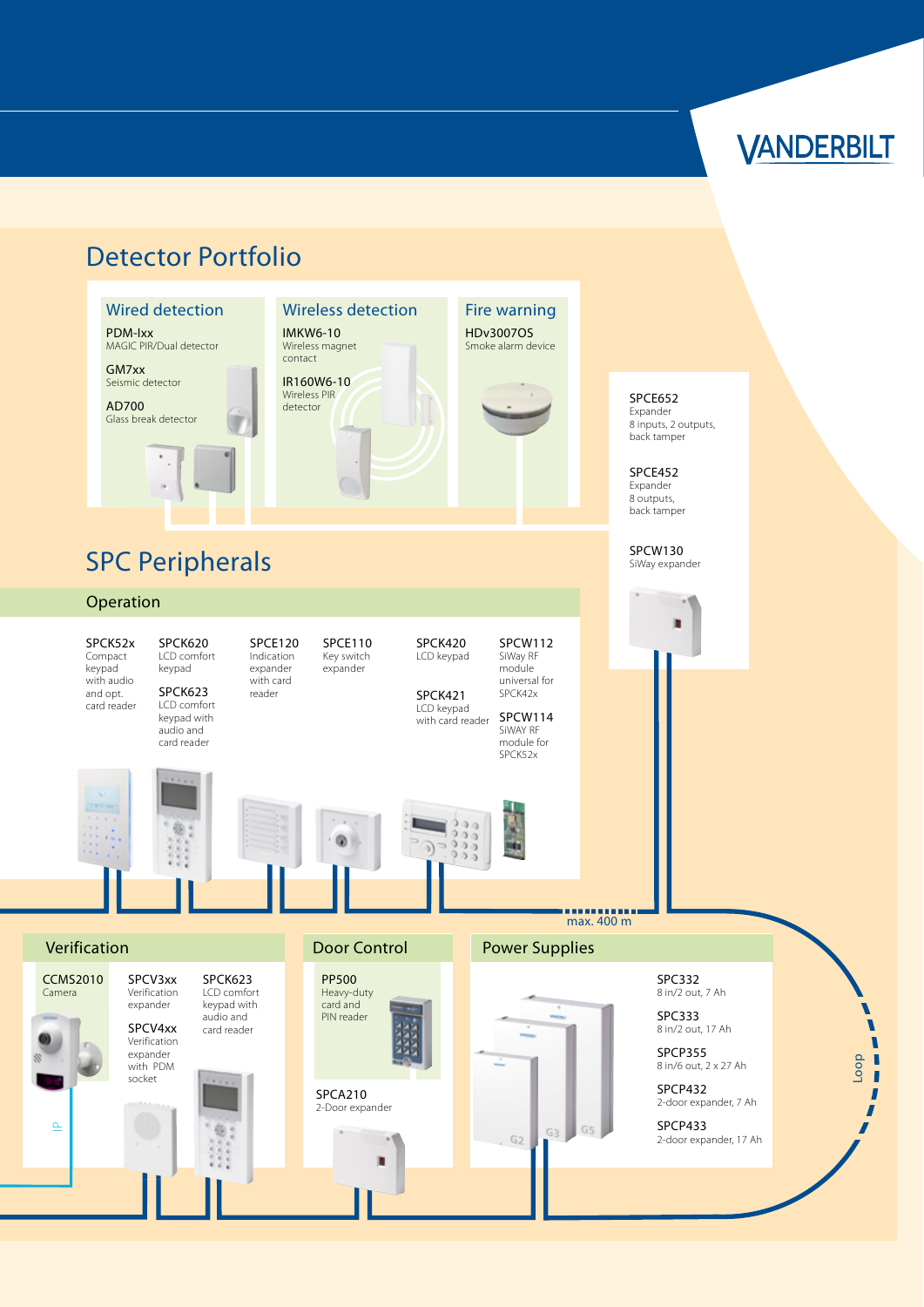VANDERBILT

# Detector Portfolio

## Wired detection

**PDM-Ixx**
MAGIC PIR/Dual detector

**GM7xx**
Seismic detector

**AD700**
Glass break detector

## Wireless detection

**IMKW6-10**
Wireless magnet contact

**IR160W6-10**
Wireless PIR detector

## Fire warning

**HDv3007OS**
Smoke alarm device

**SPCE652**
Expander
8 inputs, 2 outputs, back tamper

**SPCE452**
Expander
8 outputs, back tamper

**SPCW130**
SiWay expander

# SPC Peripherals

## Operation

**SPCK52x**
Compact keypad with audio and opt. card reader

**SPCK620**
LCD comfort keypad

**SPCK623**
LCD comfort keypad with audio and card reader

**SPCE120**
Indication expander with card reader

**SPCE110**
Key switch expander

**SPCK420**
LCD keypad

**SPCK421**
LCD keypad with card reader

**SPCW112**
SiWay RF module universal for SPCK42x

**SPCW114**
SiWAY RF module for SPCK52x

max. 400 m

## Verification

**CCMS2010**
Camera

**SPCV3xx**
Verification expander

**SPCV4xx**
Verification expander with PDM socket

**SPCK623**
LCD comfort keypad with audio and card reader

IP

## Door Control

**PP500**
Heavy-duty card and PIN reader

**SPCA210**
2-Door expander

## Power Supplies

G2 G3 G5

**SPC332**
8 in/2 out, 7 Ah

**SPC333**
8 in/2 out, 17 Ah

**SPCP355**
8 in/6 out, 2 x 27 Ah

**SPCP432**
2-door expander, 7 Ah

**SPCP433**
2-door expander, 17 Ah

Loop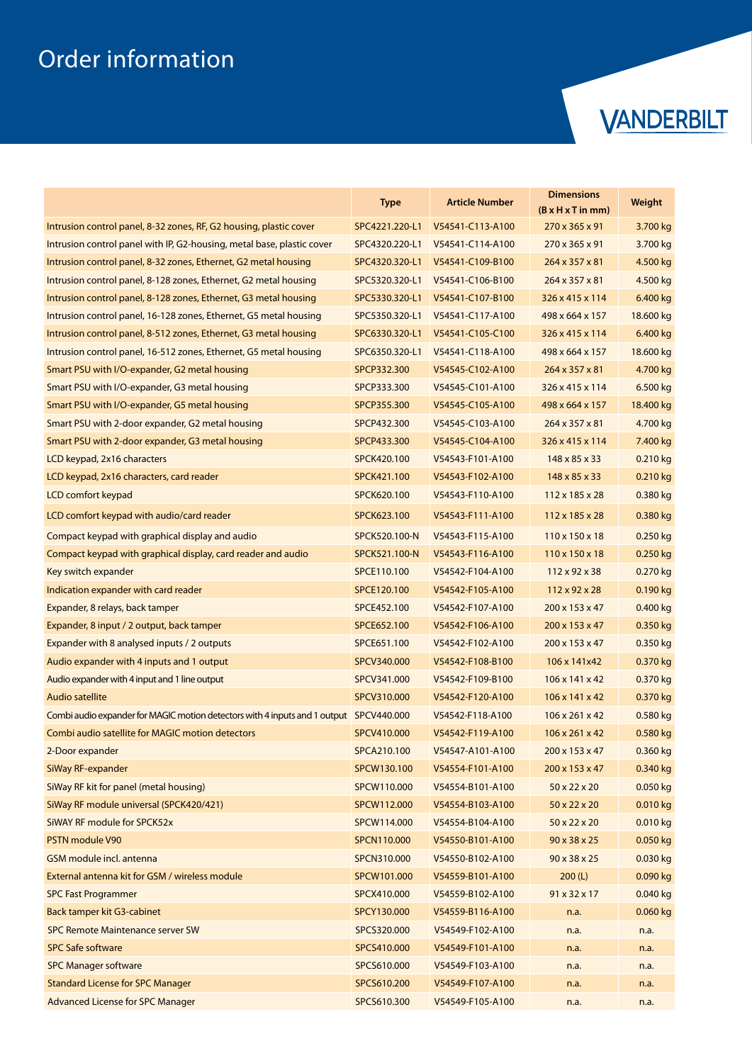# Order information

VANDERBILT

| | Type | Article Number | Dimensions (B x H x T in mm) | Weight |
|---|---|---|---|---|
| Intrusion control panel, 8-32 zones, RF, G2 housing, plastic cover | SPC4221.220-L1 | V54541-C113-A100 | 270 x 365 x 91 | 3.700 kg |
| Intrusion control panel with IP, G2-housing, metal base, plastic cover | SPC4320.220-L1 | V54541-C114-A100 | 270 x 365 x 91 | 3.700 kg |
| Intrusion control panel, 8-32 zones, Ethernet, G2 metal housing | SPC4320.320-L1 | V54541-C109-B100 | 264 x 357 x 81 | 4.500 kg |
| Intrusion control panel, 8-128 zones, Ethernet, G2 metal housing | SPC5320.320-L1 | V54541-C106-B100 | 264 x 357 x 81 | 4.500 kg |
| Intrusion control panel, 8-128 zones, Ethernet, G3 metal housing | SPC5330.320-L1 | V54541-C107-B100 | 326 x 415 x 114 | 6.400 kg |
| Intrusion control panel, 16-128 zones, Ethernet, G5 metal housing | SPC5350.320-L1 | V54541-C117-A100 | 498 x 664 x 157 | 18.600 kg |
| Intrusion control panel, 8-512 zones, Ethernet, G3 metal housing | SPC6330.320-L1 | V54541-C105-C100 | 326 x 415 x 114 | 6.400 kg |
| Intrusion control panel, 16-512 zones, Ethernet, G5 metal housing | SPC6350.320-L1 | V54541-C118-A100 | 498 x 664 x 157 | 18.600 kg |
| Smart PSU with I/O-expander, G2 metal housing | SPCP332.300 | V54545-C102-A100 | 264 x 357 x 81 | 4.700 kg |
| Smart PSU with I/O-expander, G3 metal housing | SPCP333.300 | V54545-C101-A100 | 326 x 415 x 114 | 6.500 kg |
| Smart PSU with I/O-expander, G5 metal housing | SPCP355.300 | V54545-C105-A100 | 498 x 664 x 157 | 18.400 kg |
| Smart PSU with 2-door expander, G2 metal housing | SPCP432.300 | V54545-C103-A100 | 264 x 357 x 81 | 4.700 kg |
| Smart PSU with 2-door expander, G3 metal housing | SPCP433.300 | V54545-C104-A100 | 326 x 415 x 114 | 7.400 kg |
| LCD keypad, 2x16 characters | SPCK420.100 | V54543-F101-A100 | 148 x 85 x 33 | 0.210 kg |
| LCD keypad, 2x16 characters, card reader | SPCK421.100 | V54543-F102-A100 | 148 x 85 x 33 | 0.210 kg |
| LCD comfort keypad | SPCK620.100 | V54543-F110-A100 | 112 x 185 x 28 | 0.380 kg |
| LCD comfort keypad with audio/card reader | SPCK623.100 | V54543-F111-A100 | 112 x 185 x 28 | 0.380 kg |
| Compact keypad with graphical display and audio | SPCK520.100-N | V54543-F115-A100 | 110 x 150 x 18 | 0.250 kg |
| Compact keypad with graphical display, card reader and audio | SPCK521.100-N | V54543-F116-A100 | 110 x 150 x 18 | 0.250 kg |
| Key switch expander | SPCE110.100 | V54542-F104-A100 | 112 x 92 x 38 | 0.270 kg |
| Indication expander with card reader | SPCE120.100 | V54542-F105-A100 | 112 x 92 x 28 | 0.190 kg |
| Expander, 8 relays, back tamper | SPCE452.100 | V54542-F107-A100 | 200 x 153 x 47 | 0.400 kg |
| Expander, 8 input / 2 output, back tamper | SPCE652.100 | V54542-F106-A100 | 200 x 153 x 47 | 0.350 kg |
| Expander with 8 analysed inputs / 2 outputs | SPCE651.100 | V54542-F102-A100 | 200 x 153 x 47 | 0.350 kg |
| Audio expander with 4 inputs and 1 output | SPCV340.000 | V54542-F108-B100 | 106 x 141x42 | 0.370 kg |
| Audio expander with 4 input and 1 line output | SPCV341.000 | V54542-F109-B100 | 106 x 141 x 42 | 0.370 kg |
| Audio satellite | SPCV310.000 | V54542-F120-A100 | 106 x 141 x 42 | 0.370 kg |
| Combi audio expander for MAGIC motion detectors with 4 inputs and 1 output | SPCV440.000 | V54542-F118-A100 | 106 x 261 x 42 | 0.580 kg |
| Combi audio satellite for MAGIC motion detectors | SPCV410.000 | V54542-F119-A100 | 106 x 261 x 42 | 0.580 kg |
| 2-Door expander | SPCA210.100 | V54547-A101-A100 | 200 x 153 x 47 | 0.360 kg |
| SiWay RF-expander | SPCW130.100 | V54554-F101-A100 | 200 x 153 x 47 | 0.340 kg |
| SiWay RF kit for panel (metal housing) | SPCW110.000 | V54554-B101-A100 | 50 x 22 x 20 | 0.050 kg |
| SiWay RF module universal (SPCK420/421) | SPCW112.000 | V54554-B103-A100 | 50 x 22 x 20 | 0.010 kg |
| SiWAY RF module for SPCK52x | SPCW114.000 | V54554-B104-A100 | 50 x 22 x 20 | 0.010 kg |
| PSTN module V90 | SPCN110.000 | V54550-B101-A100 | 90 x 38 x 25 | 0.050 kg |
| GSM module incl. antenna | SPCN310.000 | V54550-B102-A100 | 90 x 38 x 25 | 0.030 kg |
| External antenna kit for GSM / wireless module | SPCW101.000 | V54559-B101-A100 | 200 (L) | 0.090 kg |
| SPC Fast Programmer | SPCX410.000 | V54559-B102-A100 | 91 x 32 x 17 | 0.040 kg |
| Back tamper kit G3-cabinet | SPCY130.000 | V54559-B116-A100 | n.a. | 0.060 kg |
| SPC Remote Maintenance server SW | SPCS320.000 | V54549-F102-A100 | n.a. | n.a. |
| SPC Safe software | SPCS410.000 | V54549-F101-A100 | n.a. | n.a. |
| SPC Manager software | SPCS610.000 | V54549-F103-A100 | n.a. | n.a. |
| Standard License for SPC Manager | SPCS610.200 | V54549-F107-A100 | n.a. | n.a. |
| Advanced License for SPC Manager | SPCS610.300 | V54549-F105-A100 | n.a. | n.a. |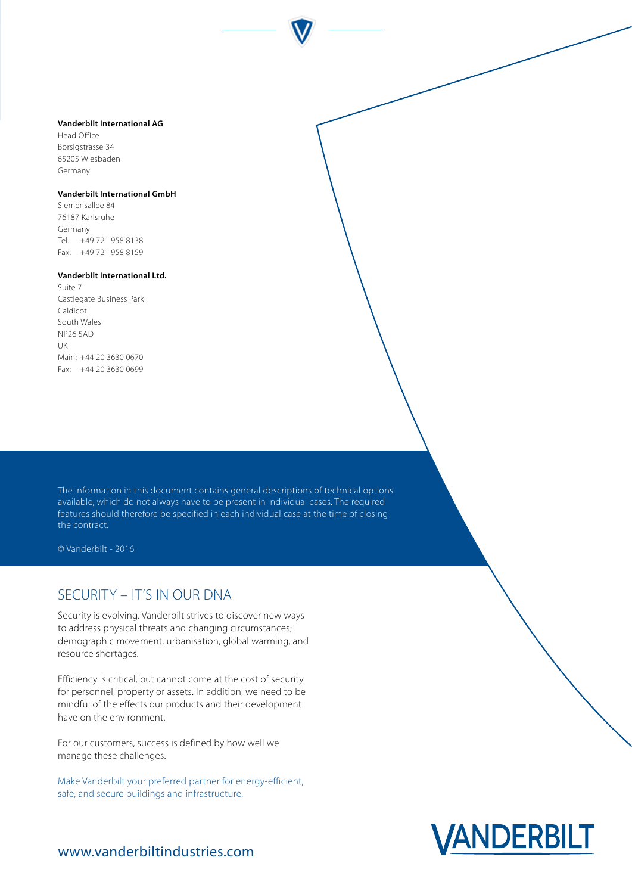**Vanderbilt International AG**
Head Office
Borsigstrasse 34
65205 Wiesbaden
Germany

**Vanderbilt International GmbH**
Siemensallee 84
76187 Karlsruhe
Germany
Tel. +49 721 958 8138
Fax: +49 721 958 8159

**Vanderbilt International Ltd.**
Suite 7
Castlegate Business Park
Caldicot
South Wales
NP26 5AD
UK
Main: +44 20 3630 0670
Fax: +44 20 3630 0699

The information in this document contains general descriptions of technical options available, which do not always have to be present in individual cases. The required features should therefore be specified in each individual case at the time of closing the contract.

© Vanderbilt - 2016

## SECURITY – IT'S IN OUR DNA

Security is evolving. Vanderbilt strives to discover new ways to address physical threats and changing circumstances; demographic movement, urbanisation, global warming, and resource shortages.

Efficiency is critical, but cannot come at the cost of security for personnel, property or assets. In addition, we need to be mindful of the effects our products and their development have on the environment.

For our customers, success is defined by how well we manage these challenges.

Make Vanderbilt your preferred partner for energy-efficient, safe, and secure buildings and infrastructure.

www.vanderbiltindustries.com

VANDERBILT